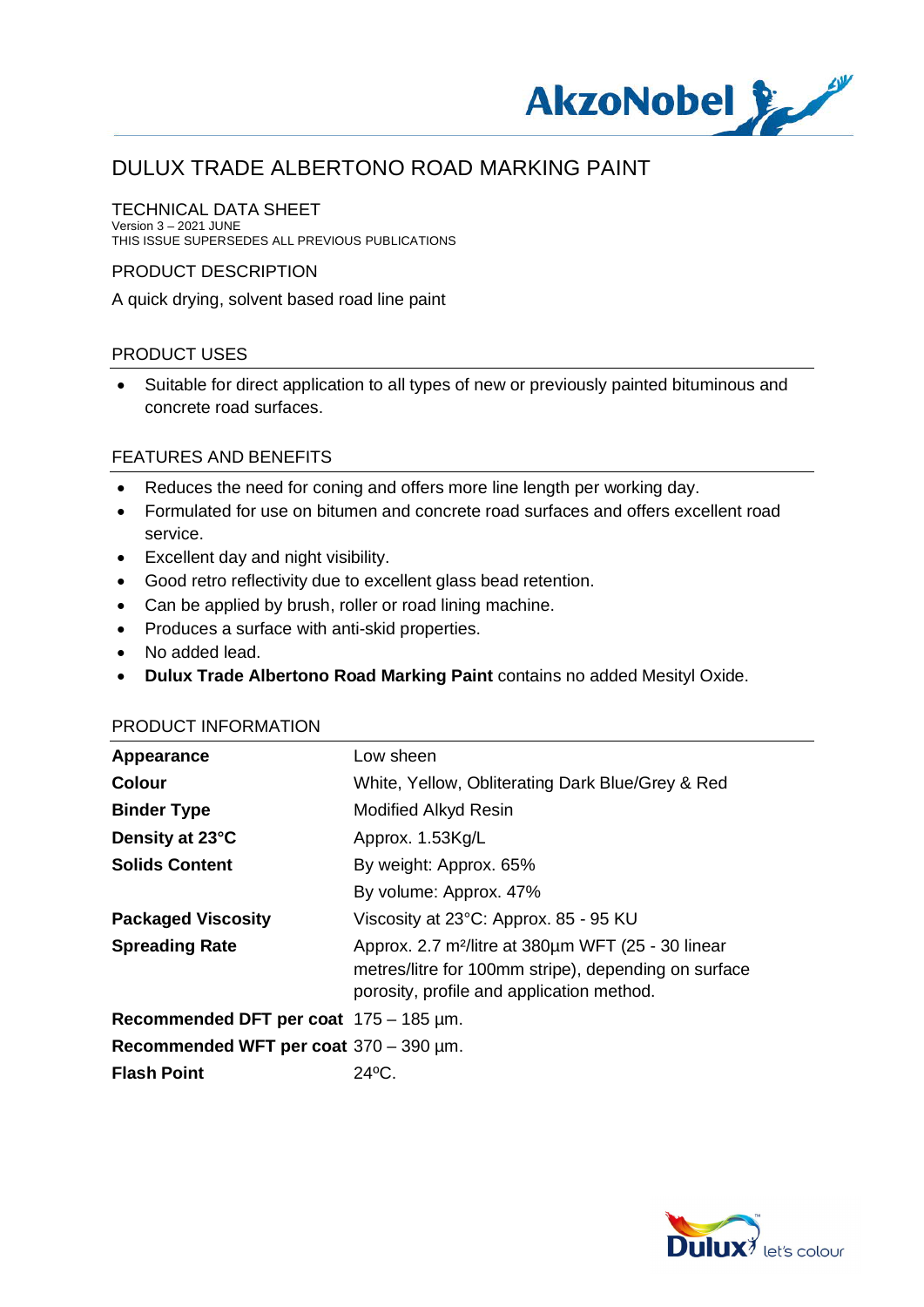# DULUX TRADE ALBERTONO ROAD MARKING PAINT

## TECHNICAL DATA SHEET

Version 3 – 2021 JUNE
THIS ISSUE SUPERSEDES ALL PREVIOUS PUBLICATIONS

## PRODUCT DESCRIPTION

A quick drying, solvent based road line paint

## PRODUCT USES

- Suitable for direct application to all types of new or previously painted bituminous and concrete road surfaces.

## FEATURES AND BENEFITS

- Reduces the need for coning and offers more line length per working day.
- Formulated for use on bitumen and concrete road surfaces and offers excellent road service.
- Excellent day and night visibility.
- Good retro reflectivity due to excellent glass bead retention.
- Can be applied by brush, roller or road lining machine.
- Produces a surface with anti-skid properties.
- No added lead.
- **Dulux Trade Albertono Road Marking Paint** contains no added Mesityl Oxide.

## PRODUCT INFORMATION

| | |
|---|---|
| **Appearance** | Low sheen |
| **Colour** | White, Yellow, Obliterating Dark Blue/Grey & Red |
| **Binder Type** | Modified Alkyd Resin |
| **Density at 23°C** | Approx. 1.53Kg/L |
| **Solids Content** | By weight: Approx. 65% |
| | By volume: Approx. 47% |
| **Packaged Viscosity** | Viscosity at 23°C: Approx. 85 - 95 KU |
| **Spreading Rate** | Approx. 2.7 m²/litre at 380µm WFT (25 - 30 linear metres/litre for 100mm stripe), depending on surface porosity, profile and application method. |
| **Recommended DFT per coat** | 175 – 185 µm. |
| **Recommended WFT per coat** | 370 – 390 µm. |
| **Flash Point** | 24ºC. |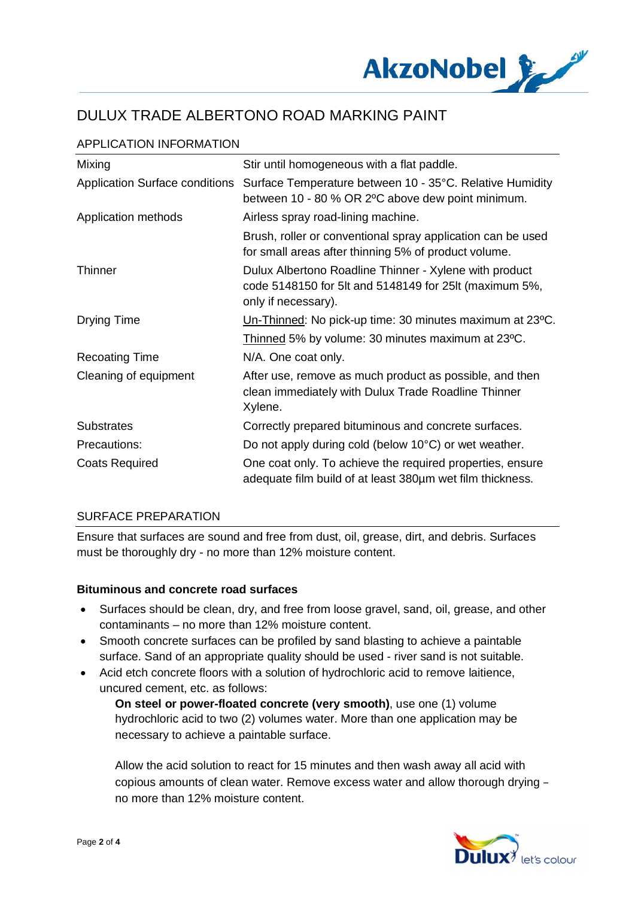# DULUX TRADE ALBERTONO ROAD MARKING PAINT

## APPLICATION INFORMATION

| | |
|---|---|
| Mixing | Stir until homogeneous with a flat paddle. |
| Application Surface conditions | Surface Temperature between 10 - 35°C. Relative Humidity between 10 - 80 % OR 2ºC above dew point minimum. |
| Application methods | Airless spray road-lining machine. |
| | Brush, roller or conventional spray application can be used for small areas after thinning 5% of product volume. |
| Thinner | Dulux Albertono Roadline Thinner - Xylene with product code 5148150 for 5lt and 5148149 for 25lt (maximum 5%, only if necessary). |
| Drying Time | Un-Thinned: No pick-up time: 30 minutes maximum at 23ºC. |
| | Thinned 5% by volume: 30 minutes maximum at 23ºC. |
| Recoating Time | N/A. One coat only. |
| Cleaning of equipment | After use, remove as much product as possible, and then clean immediately with Dulux Trade Roadline Thinner Xylene. |
| Substrates | Correctly prepared bituminous and concrete surfaces. |
| Precautions: | Do not apply during cold (below 10°C) or wet weather. |
| Coats Required | One coat only. To achieve the required properties, ensure adequate film build of at least 380µm wet film thickness. |

## SURFACE PREPARATION

Ensure that surfaces are sound and free from dust, oil, grease, dirt, and debris. Surfaces must be thoroughly dry - no more than 12% moisture content.

**Bituminous and concrete road surfaces**

- Surfaces should be clean, dry, and free from loose gravel, sand, oil, grease, and other contaminants – no more than 12% moisture content.
- Smooth concrete surfaces can be profiled by sand blasting to achieve a paintable surface. Sand of an appropriate quality should be used - river sand is not suitable.
- Acid etch concrete floors with a solution of hydrochloric acid to remove laitience, uncured cement, etc. as follows:

  **On steel or power-floated concrete (very smooth)**, use one (1) volume hydrochloric acid to two (2) volumes water. More than one application may be necessary to achieve a paintable surface.

  Allow the acid solution to react for 15 minutes and then wash away all acid with copious amounts of clean water. Remove excess water and allow thorough drying – no more than 12% moisture content.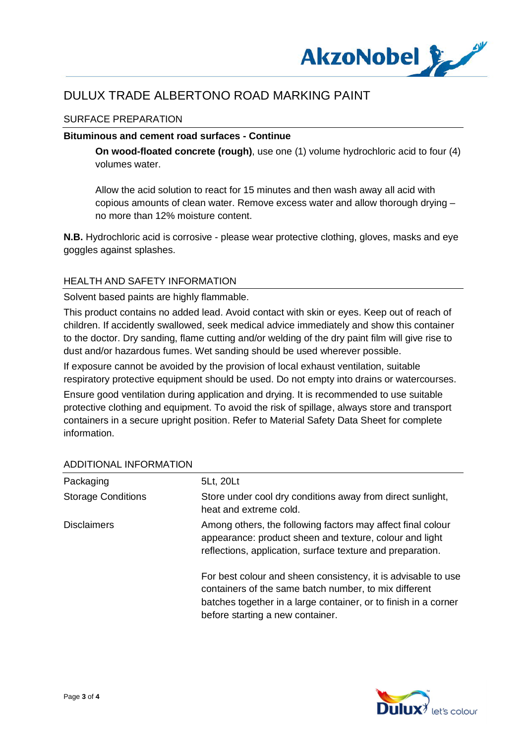# DULUX TRADE ALBERTONO ROAD MARKING PAINT

## SURFACE PREPARATION

**Bituminous and cement road surfaces - Continue**

**On wood-floated concrete (rough)**, use one (1) volume hydrochloric acid to four (4) volumes water.

Allow the acid solution to react for 15 minutes and then wash away all acid with copious amounts of clean water. Remove excess water and allow thorough drying – no more than 12% moisture content.

**N.B.** Hydrochloric acid is corrosive - please wear protective clothing, gloves, masks and eye goggles against splashes.

## HEALTH AND SAFETY INFORMATION

Solvent based paints are highly flammable.

This product contains no added lead. Avoid contact with skin or eyes. Keep out of reach of children. If accidently swallowed, seek medical advice immediately and show this container to the doctor. Dry sanding, flame cutting and/or welding of the dry paint film will give rise to dust and/or hazardous fumes. Wet sanding should be used wherever possible.

If exposure cannot be avoided by the provision of local exhaust ventilation, suitable respiratory protective equipment should be used. Do not empty into drains or watercourses.

Ensure good ventilation during application and drying. It is recommended to use suitable protective clothing and equipment. To avoid the risk of spillage, always store and transport containers in a secure upright position. Refer to Material Safety Data Sheet for complete information.

## ADDITIONAL INFORMATION

| | |
|---|---|
| Packaging | 5Lt, 20Lt |
| Storage Conditions | Store under cool dry conditions away from direct sunlight, heat and extreme cold. |
| Disclaimers | Among others, the following factors may affect final colour appearance: product sheen and texture, colour and light reflections, application, surface texture and preparation.<br><br>For best colour and sheen consistency, it is advisable to use containers of the same batch number, to mix different batches together in a large container, or to finish in a corner before starting a new container. |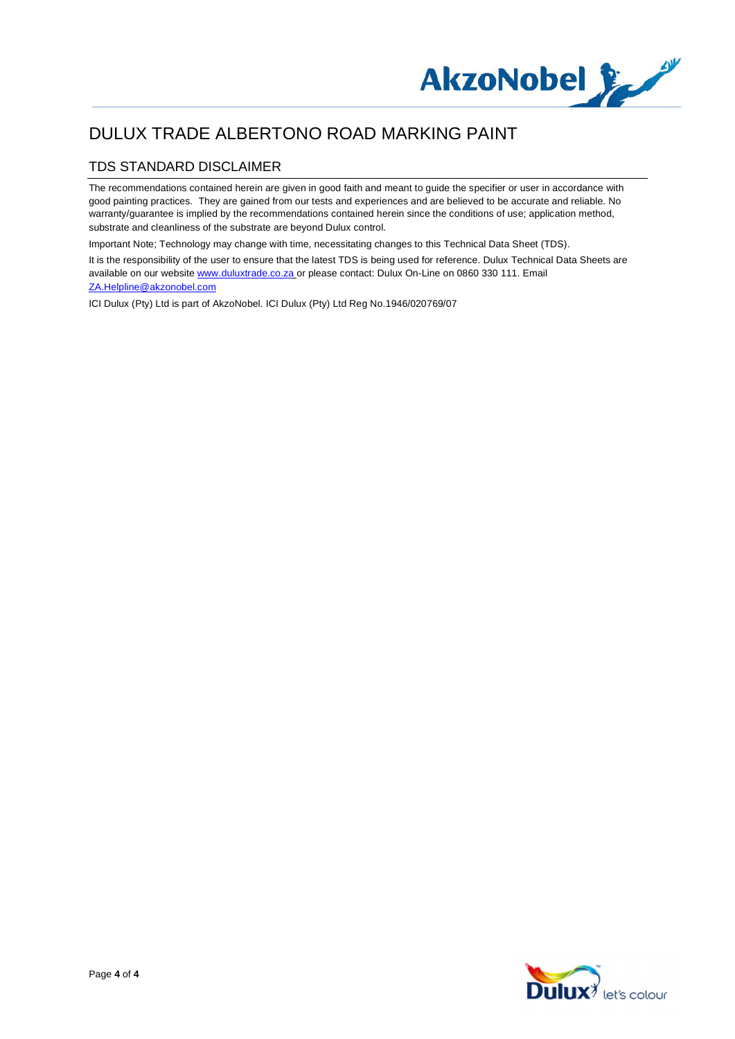# DULUX TRADE ALBERTONO ROAD MARKING PAINT

## TDS STANDARD DISCLAIMER

The recommendations contained herein are given in good faith and meant to guide the specifier or user in accordance with good painting practices. They are gained from our tests and experiences and are believed to be accurate and reliable. No warranty/guarantee is implied by the recommendations contained herein since the conditions of use; application method, substrate and cleanliness of the substrate are beyond Dulux control.

Important Note; Technology may change with time, necessitating changes to this Technical Data Sheet (TDS).

It is the responsibility of the user to ensure that the latest TDS is being used for reference. Dulux Technical Data Sheets are available on our website www.duluxtrade.co.za or please contact: Dulux On-Line on 0860 330 111. Email ZA.Helpline@akzonobel.com

ICI Dulux (Pty) Ltd is part of AkzoNobel. ICI Dulux (Pty) Ltd Reg No.1946/020769/07